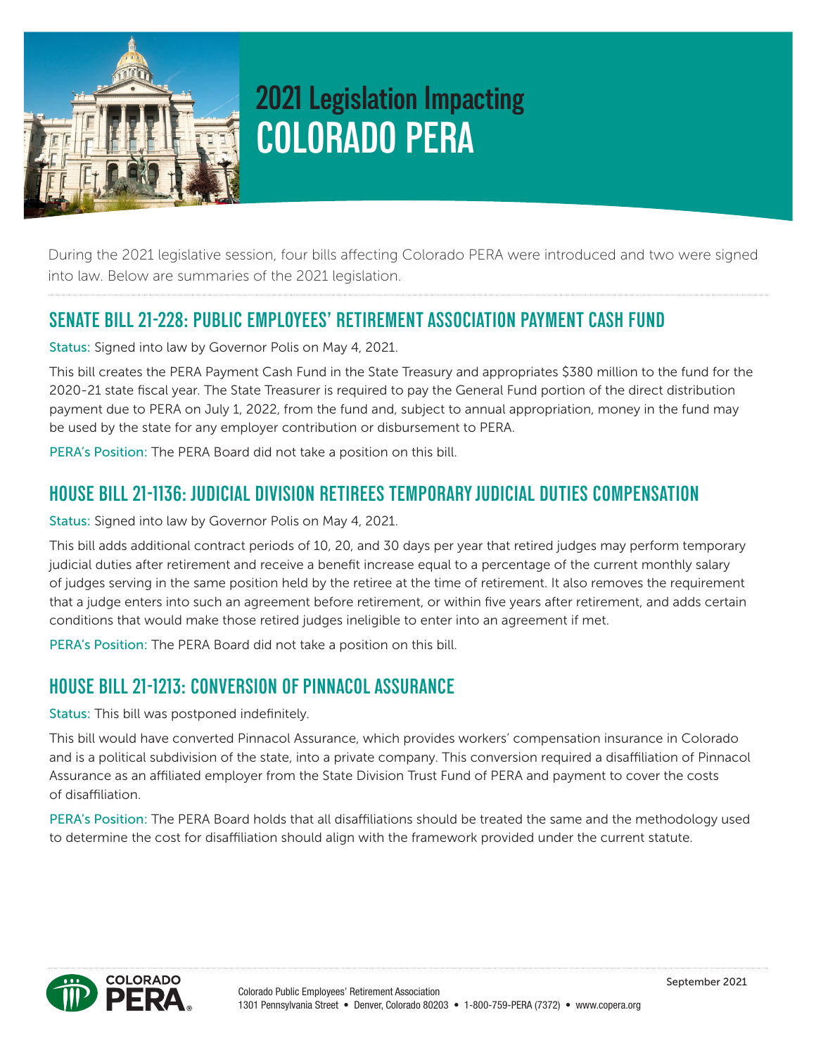# 2021 Legislation Impacting COLORADO PERA

During the 2021 legislative session, four bills affecting Colorado PERA were introduced and two were signed into law. Below are summaries of the 2021 legislation.

## SENATE BILL 21-228: PUBLIC EMPLOYEES' RETIREMENT ASSOCIATION PAYMENT CASH FUND

Status: Signed into law by Governor Polis on May 4, 2021.

This bill creates the PERA Payment Cash Fund in the State Treasury and appropriates $380 million to the fund for the 2020-21 state fiscal year. The State Treasurer is required to pay the General Fund portion of the direct distribution payment due to PERA on July 1, 2022, from the fund and, subject to annual appropriation, money in the fund may be used by the state for any employer contribution or disbursement to PERA.

PERA's Position: The PERA Board did not take a position on this bill.

## HOUSE BILL 21-1136: JUDICIAL DIVISION RETIREES TEMPORARY JUDICIAL DUTIES COMPENSATION

Status: Signed into law by Governor Polis on May 4, 2021.

This bill adds additional contract periods of 10, 20, and 30 days per year that retired judges may perform temporary judicial duties after retirement and receive a benefit increase equal to a percentage of the current monthly salary of judges serving in the same position held by the retiree at the time of retirement. It also removes the requirement that a judge enters into such an agreement before retirement, or within five years after retirement, and adds certain conditions that would make those retired judges ineligible to enter into an agreement if met.

PERA's Position: The PERA Board did not take a position on this bill.

## HOUSE BILL 21-1213: CONVERSION OF PINNACOL ASSURANCE

Status: This bill was postponed indefinitely.

This bill would have converted Pinnacol Assurance, which provides workers' compensation insurance in Colorado and is a political subdivision of the state, into a private company. This conversion required a disaffiliation of Pinnacol Assurance as an affiliated employer from the State Division Trust Fund of PERA and payment to cover the costs of disaffiliation.

PERA's Position: The PERA Board holds that all disaffiliations should be treated the same and the methodology used to determine the cost for disaffiliation should align with the framework provided under the current statute.

Colorado Public Employees' Retirement Association
1301 Pennsylvania Street • Denver, Colorado 80203 • 1-800-759-PERA (7372) • www.copera.org

September 2021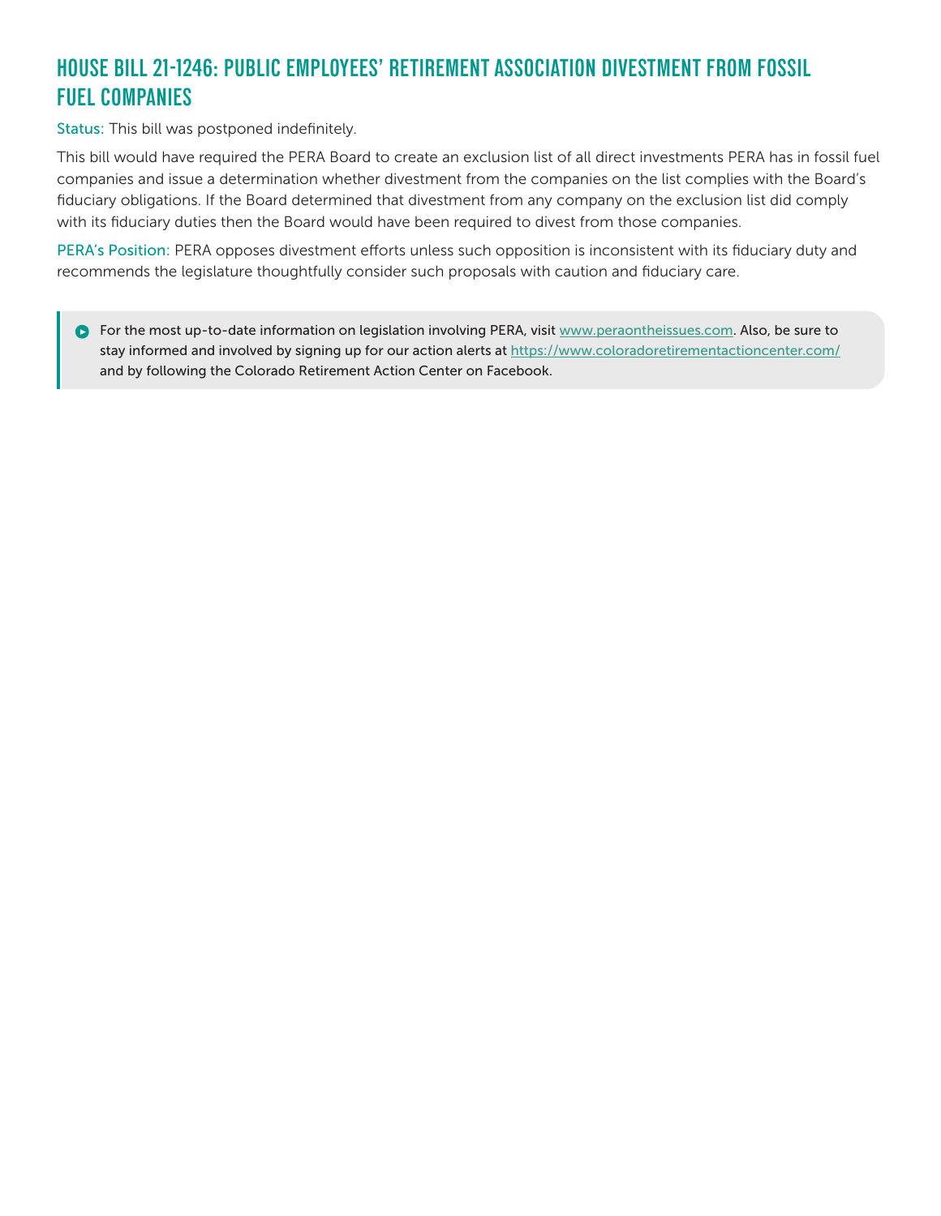## HOUSE BILL 21-1246: PUBLIC EMPLOYEES' RETIREMENT ASSOCIATION DIVESTMENT FROM FOSSIL FUEL COMPANIES

Status: This bill was postponed indefinitely.

This bill would have required the PERA Board to create an exclusion list of all direct investments PERA has in fossil fuel companies and issue a determination whether divestment from the companies on the list complies with the Board's fiduciary obligations. If the Board determined that divestment from any company on the exclusion list did comply with its fiduciary duties then the Board would have been required to divest from those companies.

PERA's Position: PERA opposes divestment efforts unless such opposition is inconsistent with its fiduciary duty and recommends the legislature thoughtfully consider such proposals with caution and fiduciary care.

> For the most up-to-date information on legislation involving PERA, visit www.peraontheissues.com. Also, be sure to stay informed and involved by signing up for our action alerts at https://www.coloradoretirementactioncenter.com/ and by following the Colorado Retirement Action Center on Facebook.